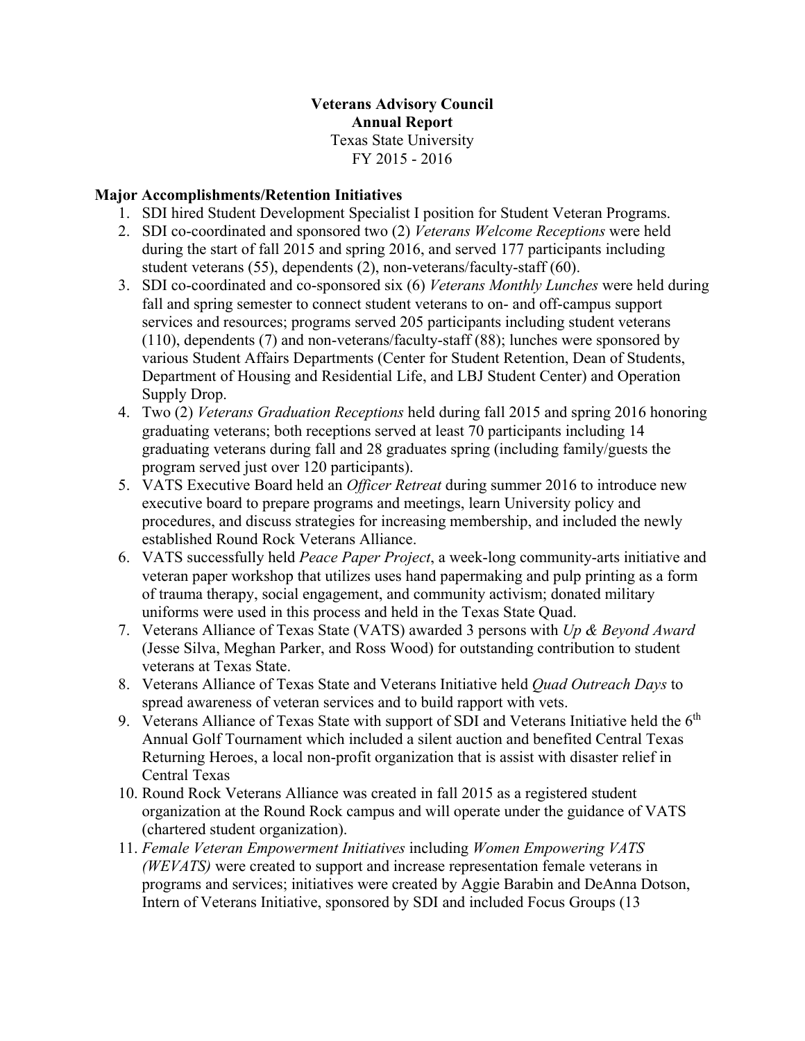**Veterans Advisory Council**
**Annual Report**
Texas State University
FY 2015 - 2016

**Major Accomplishments/Retention Initiatives**

1. SDI hired Student Development Specialist I position for Student Veteran Programs.
2. SDI co-coordinated and sponsored two (2) *Veterans Welcome Receptions* were held during the start of fall 2015 and spring 2016, and served 177 participants including student veterans (55), dependents (2), non-veterans/faculty-staff (60).
3. SDI co-coordinated and co-sponsored six (6) *Veterans Monthly Lunches* were held during fall and spring semester to connect student veterans to on- and off-campus support services and resources; programs served 205 participants including student veterans (110), dependents (7) and non-veterans/faculty-staff (88); lunches were sponsored by various Student Affairs Departments (Center for Student Retention, Dean of Students, Department of Housing and Residential Life, and LBJ Student Center) and Operation Supply Drop.
4. Two (2) *Veterans Graduation Receptions* held during fall 2015 and spring 2016 honoring graduating veterans; both receptions served at least 70 participants including 14 graduating veterans during fall and 28 graduates spring (including family/guests the program served just over 120 participants).
5. VATS Executive Board held an *Officer Retreat* during summer 2016 to introduce new executive board to prepare programs and meetings, learn University policy and procedures, and discuss strategies for increasing membership, and included the newly established Round Rock Veterans Alliance.
6. VATS successfully held *Peace Paper Project*, a week-long community-arts initiative and veteran paper workshop that utilizes uses hand papermaking and pulp printing as a form of trauma therapy, social engagement, and community activism; donated military uniforms were used in this process and held in the Texas State Quad.
7. Veterans Alliance of Texas State (VATS) awarded 3 persons with *Up & Beyond Award* (Jesse Silva, Meghan Parker, and Ross Wood) for outstanding contribution to student veterans at Texas State.
8. Veterans Alliance of Texas State and Veterans Initiative held *Quad Outreach Days* to spread awareness of veteran services and to build rapport with vets.
9. Veterans Alliance of Texas State with support of SDI and Veterans Initiative held the 6th Annual Golf Tournament which included a silent auction and benefited Central Texas Returning Heroes, a local non-profit organization that is assist with disaster relief in Central Texas
10. Round Rock Veterans Alliance was created in fall 2015 as a registered student organization at the Round Rock campus and will operate under the guidance of VATS (chartered student organization).
11. *Female Veteran Empowerment Initiatives* including *Women Empowering VATS (WEVATS)* were created to support and increase representation female veterans in programs and services; initiatives were created by Aggie Barabin and DeAnna Dotson, Intern of Veterans Initiative, sponsored by SDI and included Focus Groups (13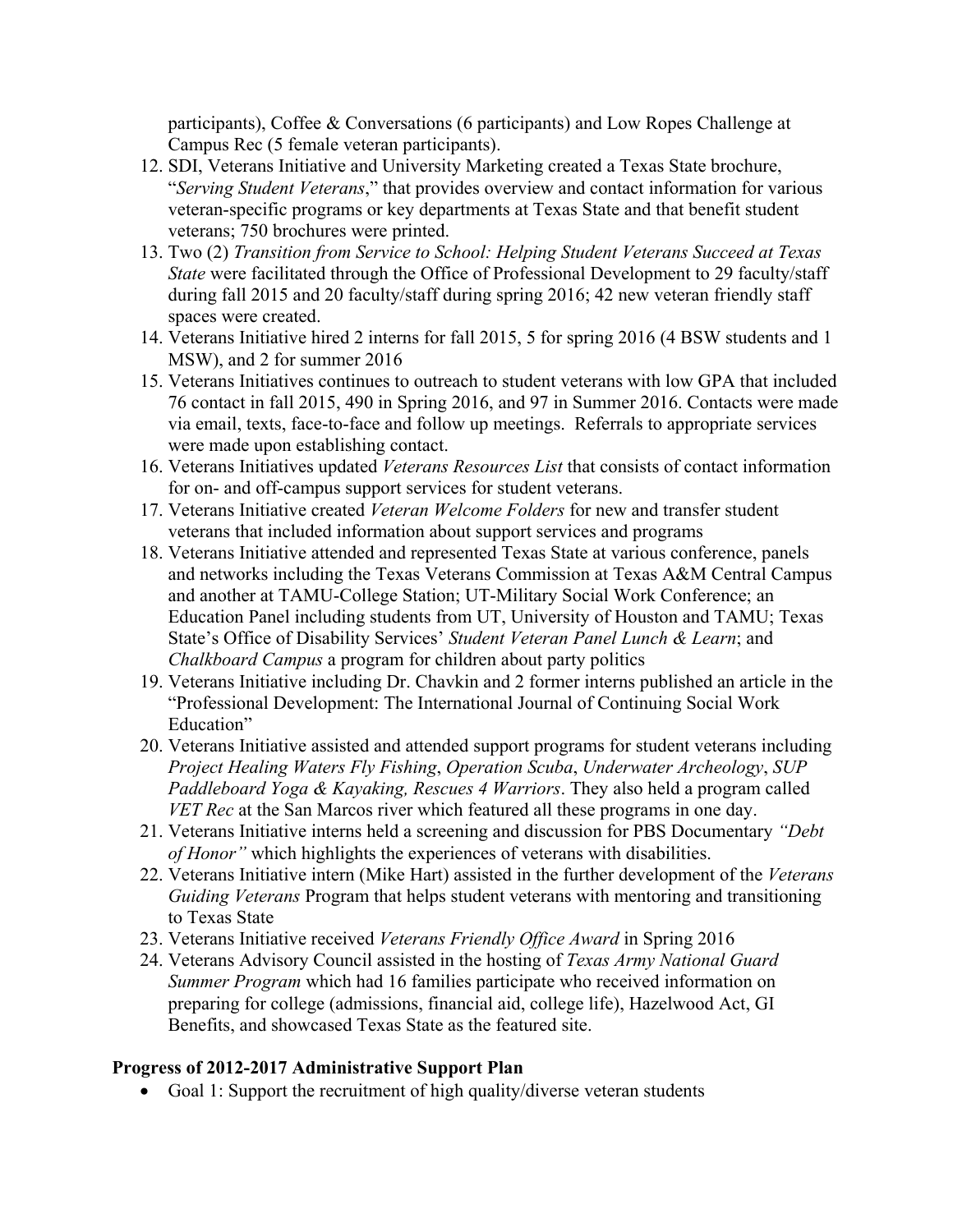participants), Coffee & Conversations (6 participants) and Low Ropes Challenge at Campus Rec (5 female veteran participants).

12. SDI, Veterans Initiative and University Marketing created a Texas State brochure, "*Serving Student Veterans*," that provides overview and contact information for various veteran-specific programs or key departments at Texas State and that benefit student veterans; 750 brochures were printed.
13. Two (2) *Transition from Service to School: Helping Student Veterans Succeed at Texas State* were facilitated through the Office of Professional Development to 29 faculty/staff during fall 2015 and 20 faculty/staff during spring 2016; 42 new veteran friendly staff spaces were created.
14. Veterans Initiative hired 2 interns for fall 2015, 5 for spring 2016 (4 BSW students and 1 MSW), and 2 for summer 2016
15. Veterans Initiatives continues to outreach to student veterans with low GPA that included 76 contact in fall 2015, 490 in Spring 2016, and 97 in Summer 2016. Contacts were made via email, texts, face-to-face and follow up meetings. Referrals to appropriate services were made upon establishing contact.
16. Veterans Initiatives updated *Veterans Resources List* that consists of contact information for on- and off-campus support services for student veterans.
17. Veterans Initiative created *Veteran Welcome Folders* for new and transfer student veterans that included information about support services and programs
18. Veterans Initiative attended and represented Texas State at various conference, panels and networks including the Texas Veterans Commission at Texas A&M Central Campus and another at TAMU-College Station; UT-Military Social Work Conference; an Education Panel including students from UT, University of Houston and TAMU; Texas State's Office of Disability Services' *Student Veteran Panel Lunch & Learn*; and *Chalkboard Campus* a program for children about party politics
19. Veterans Initiative including Dr. Chavkin and 2 former interns published an article in the "Professional Development: The International Journal of Continuing Social Work Education"
20. Veterans Initiative assisted and attended support programs for student veterans including *Project Healing Waters Fly Fishing*, *Operation Scuba*, *Underwater Archeology*, *SUP Paddleboard Yoga & Kayaking, Rescues 4 Warriors*. They also held a program called *VET Rec* at the San Marcos river which featured all these programs in one day.
21. Veterans Initiative interns held a screening and discussion for PBS Documentary *"Debt of Honor"* which highlights the experiences of veterans with disabilities.
22. Veterans Initiative intern (Mike Hart) assisted in the further development of the *Veterans Guiding Veterans* Program that helps student veterans with mentoring and transitioning to Texas State
23. Veterans Initiative received *Veterans Friendly Office Award* in Spring 2016
24. Veterans Advisory Council assisted in the hosting of *Texas Army National Guard Summer Program* which had 16 families participate who received information on preparing for college (admissions, financial aid, college life), Hazelwood Act, GI Benefits, and showcased Texas State as the featured site.

**Progress of 2012-2017 Administrative Support Plan**

- Goal 1: Support the recruitment of high quality/diverse veteran students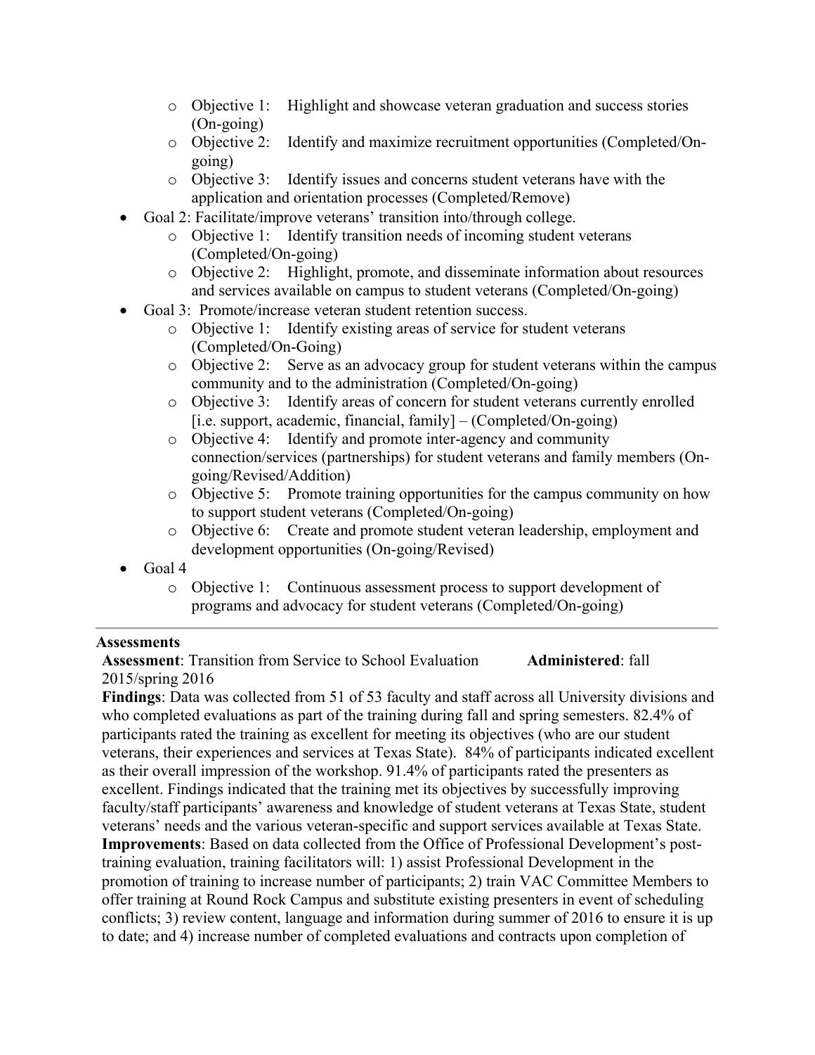- Objective 1: Highlight and showcase veteran graduation and success stories (On-going)
  - Objective 2: Identify and maximize recruitment opportunities (Completed/On-going)
  - Objective 3: Identify issues and concerns student veterans have with the application and orientation processes (Completed/Remove)
- Goal 2: Facilitate/improve veterans' transition into/through college.
  - Objective 1: Identify transition needs of incoming student veterans (Completed/On-going)
  - Objective 2: Highlight, promote, and disseminate information about resources and services available on campus to student veterans (Completed/On-going)
- Goal 3: Promote/increase veteran student retention success.
  - Objective 1: Identify existing areas of service for student veterans (Completed/On-Going)
  - Objective 2: Serve as an advocacy group for student veterans within the campus community and to the administration (Completed/On-going)
  - Objective 3: Identify areas of concern for student veterans currently enrolled [i.e. support, academic, financial, family] – (Completed/On-going)
  - Objective 4: Identify and promote inter-agency and community connection/services (partnerships) for student veterans and family members (On-going/Revised/Addition)
  - Objective 5: Promote training opportunities for the campus community on how to support student veterans (Completed/On-going)
  - Objective 6: Create and promote student veteran leadership, employment and development opportunities (On-going/Revised)
- Goal 4
  - Objective 1: Continuous assessment process to support development of programs and advocacy for student veterans (Completed/On-going)

---

**Assessments**

**Assessment**: Transition from Service to School Evaluation **Administered**: fall 2015/spring 2016

**Findings**: Data was collected from 51 of 53 faculty and staff across all University divisions and who completed evaluations as part of the training during fall and spring semesters. 82.4% of participants rated the training as excellent for meeting its objectives (who are our student veterans, their experiences and services at Texas State). 84% of participants indicated excellent as their overall impression of the workshop. 91.4% of participants rated the presenters as excellent. Findings indicated that the training met its objectives by successfully improving faculty/staff participants' awareness and knowledge of student veterans at Texas State, student veterans' needs and the various veteran-specific and support services available at Texas State.

**Improvements**: Based on data collected from the Office of Professional Development's post-training evaluation, training facilitators will: 1) assist Professional Development in the promotion of training to increase number of participants; 2) train VAC Committee Members to offer training at Round Rock Campus and substitute existing presenters in event of scheduling conflicts; 3) review content, language and information during summer of 2016 to ensure it is up to date; and 4) increase number of completed evaluations and contracts upon completion of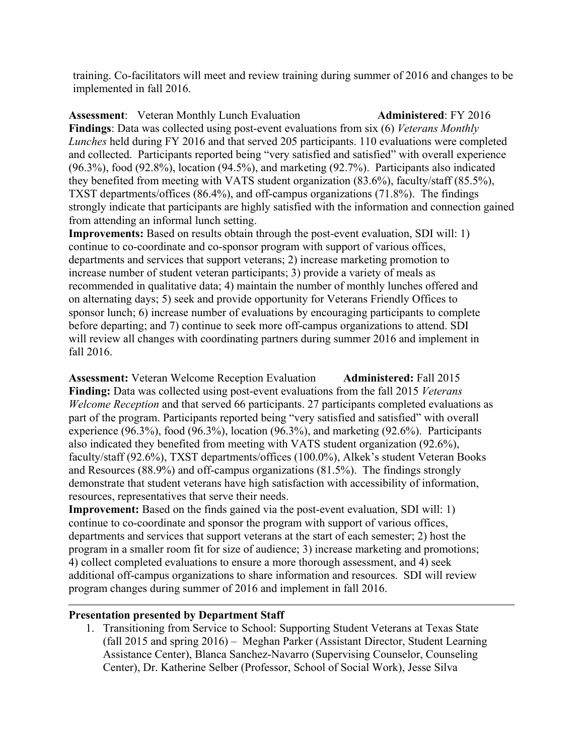training. Co-facilitators will meet and review training during summer of 2016 and changes to be implemented in fall 2016.

**Assessment**: Veteran Monthly Lunch Evaluation **Administered**: FY 2016
**Findings**: Data was collected using post-event evaluations from six (6) *Veterans Monthly Lunches* held during FY 2016 and that served 205 participants. 110 evaluations were completed and collected. Participants reported being "very satisfied and satisfied" with overall experience (96.3%), food (92.8%), location (94.5%), and marketing (92.7%). Participants also indicated they benefited from meeting with VATS student organization (83.6%), faculty/staff (85.5%), TXST departments/offices (86.4%), and off-campus organizations (71.8%). The findings strongly indicate that participants are highly satisfied with the information and connection gained from attending an informal lunch setting.
**Improvements:** Based on results obtain through the post-event evaluation, SDI will: 1) continue to co-coordinate and co-sponsor program with support of various offices, departments and services that support veterans; 2) increase marketing promotion to increase number of student veteran participants; 3) provide a variety of meals as recommended in qualitative data; 4) maintain the number of monthly lunches offered and on alternating days; 5) seek and provide opportunity for Veterans Friendly Offices to sponsor lunch; 6) increase number of evaluations by encouraging participants to complete before departing; and 7) continue to seek more off-campus organizations to attend. SDI will review all changes with coordinating partners during summer 2016 and implement in fall 2016.

**Assessment:** Veteran Welcome Reception Evaluation **Administered:** Fall 2015
**Finding:** Data was collected using post-event evaluations from the fall 2015 *Veterans Welcome Reception* and that served 66 participants. 27 participants completed evaluations as part of the program. Participants reported being "very satisfied and satisfied" with overall experience (96.3%), food (96.3%), location (96.3%), and marketing (92.6%). Participants also indicated they benefited from meeting with VATS student organization (92.6%), faculty/staff (92.6%), TXST departments/offices (100.0%), Alkek's student Veteran Books and Resources (88.9%) and off-campus organizations (81.5%). The findings strongly demonstrate that student veterans have high satisfaction with accessibility of information, resources, representatives that serve their needs.
**Improvement:** Based on the finds gained via the post-event evaluation, SDI will: 1) continue to co-coordinate and sponsor the program with support of various offices, departments and services that support veterans at the start of each semester; 2) host the program in a smaller room fit for size of audience; 3) increase marketing and promotions; 4) collect completed evaluations to ensure a more thorough assessment, and 4) seek additional off-campus organizations to share information and resources. SDI will review program changes during summer of 2016 and implement in fall 2016.

---

**Presentation presented by Department Staff**

1. Transitioning from Service to School: Supporting Student Veterans at Texas State (fall 2015 and spring 2016) – Meghan Parker (Assistant Director, Student Learning Assistance Center), Blanca Sanchez-Navarro (Supervising Counselor, Counseling Center), Dr. Katherine Selber (Professor, School of Social Work), Jesse Silva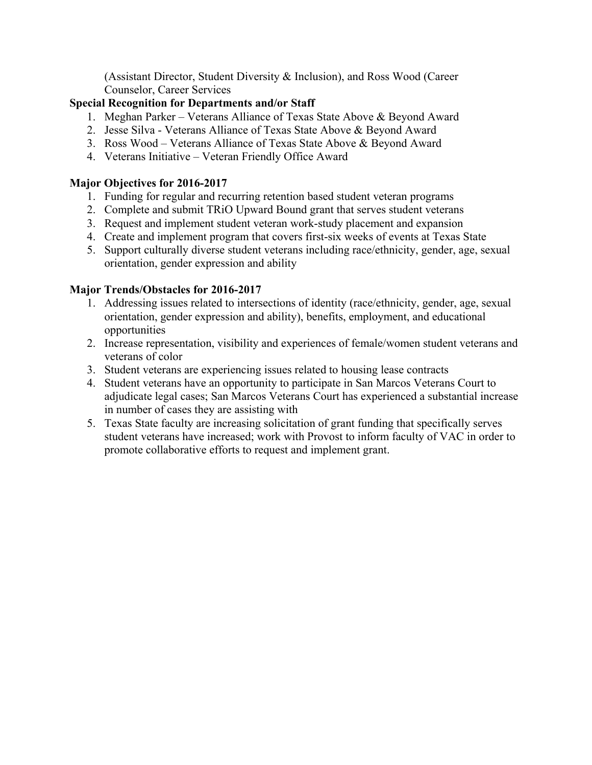(Assistant Director, Student Diversity & Inclusion), and Ross Wood (Career Counselor, Career Services

**Special Recognition for Departments and/or Staff**

1. Meghan Parker – Veterans Alliance of Texas State Above & Beyond Award
2. Jesse Silva - Veterans Alliance of Texas State Above & Beyond Award
3. Ross Wood – Veterans Alliance of Texas State Above & Beyond Award
4. Veterans Initiative – Veteran Friendly Office Award

**Major Objectives for 2016-2017**

1. Funding for regular and recurring retention based student veteran programs
2. Complete and submit TRiO Upward Bound grant that serves student veterans
3. Request and implement student veteran work-study placement and expansion
4. Create and implement program that covers first-six weeks of events at Texas State
5. Support culturally diverse student veterans including race/ethnicity, gender, age, sexual orientation, gender expression and ability

**Major Trends/Obstacles for 2016-2017**

1. Addressing issues related to intersections of identity (race/ethnicity, gender, age, sexual orientation, gender expression and ability), benefits, employment, and educational opportunities
2. Increase representation, visibility and experiences of female/women student veterans and veterans of color
3. Student veterans are experiencing issues related to housing lease contracts
4. Student veterans have an opportunity to participate in San Marcos Veterans Court to adjudicate legal cases; San Marcos Veterans Court has experienced a substantial increase in number of cases they are assisting with
5. Texas State faculty are increasing solicitation of grant funding that specifically serves student veterans have increased; work with Provost to inform faculty of VAC in order to promote collaborative efforts to request and implement grant.